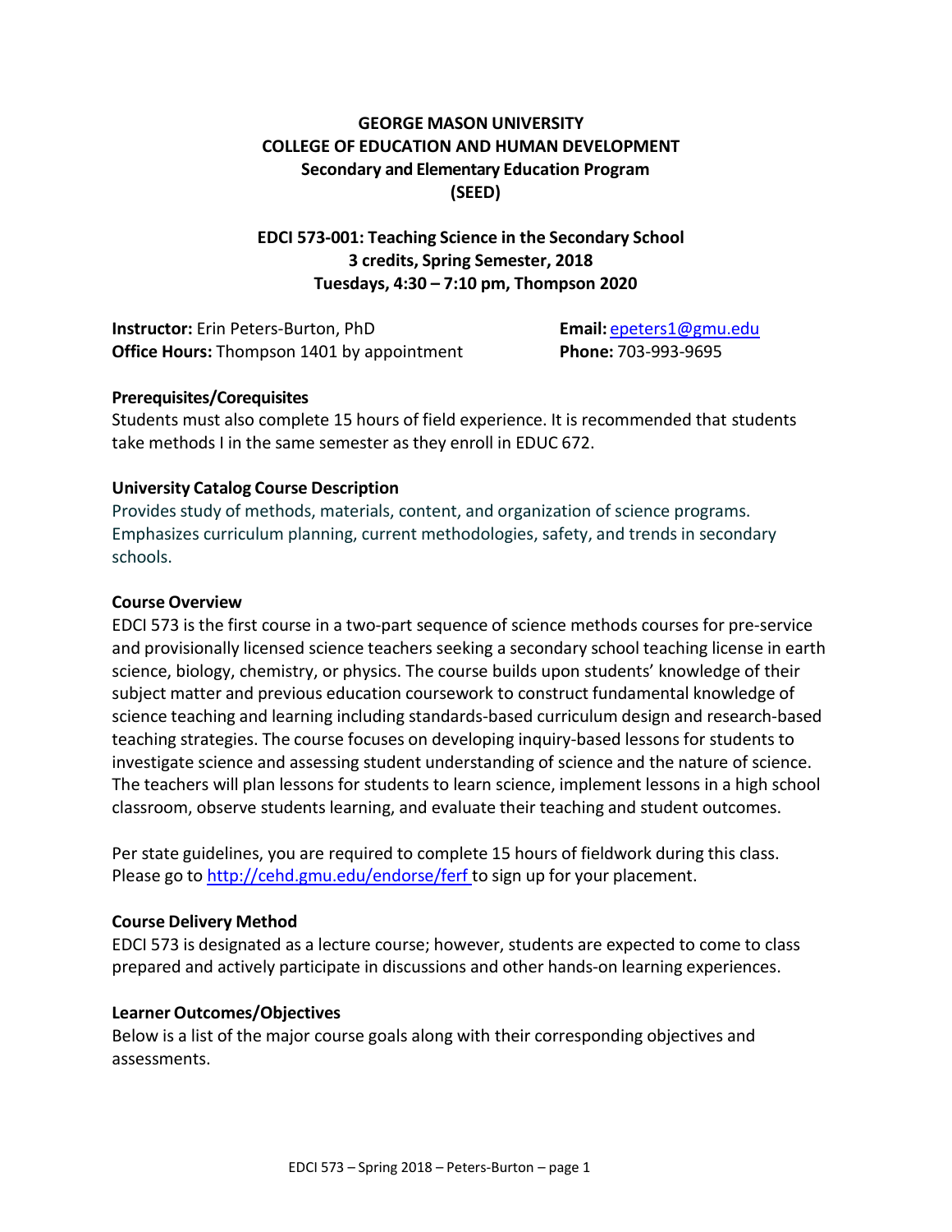# GEORGE MASON UNIVERSITY
# COLLEGE OF EDUCATION AND HUMAN DEVELOPMENT
## Secondary and Elementary Education Program
## (SEED)

## EDCI 573-001: Teaching Science in the Secondary School
### 3 credits, Spring Semester, 2018
### Tuesdays, 4:30 – 7:10 pm, Thompson 2020

**Instructor:** Erin Peters-Burton, PhD
**Office Hours:** Thompson 1401 by appointment
**Email:** epeters1@gmu.edu
**Phone:** 703-993-9695

**Prerequisites/Corequisites**

Students must also complete 15 hours of field experience. It is recommended that students take methods I in the same semester as they enroll in EDUC 672.

**University Catalog Course Description**

Provides study of methods, materials, content, and organization of science programs. Emphasizes curriculum planning, current methodologies, safety, and trends in secondary schools.

**Course Overview**

EDCI 573 is the first course in a two-part sequence of science methods courses for pre-service and provisionally licensed science teachers seeking a secondary school teaching license in earth science, biology, chemistry, or physics. The course builds upon students' knowledge of their subject matter and previous education coursework to construct fundamental knowledge of science teaching and learning including standards-based curriculum design and research-based teaching strategies. The course focuses on developing inquiry-based lessons for students to investigate science and assessing student understanding of science and the nature of science. The teachers will plan lessons for students to learn science, implement lessons in a high school classroom, observe students learning, and evaluate their teaching and student outcomes.

Per state guidelines, you are required to complete 15 hours of fieldwork during this class. Please go to http://cehd.gmu.edu/endorse/ferf to sign up for your placement.

**Course Delivery Method**

EDCI 573 is designated as a lecture course; however, students are expected to come to class prepared and actively participate in discussions and other hands-on learning experiences.

**Learner Outcomes/Objectives**

Below is a list of the major course goals along with their corresponding objectives and assessments.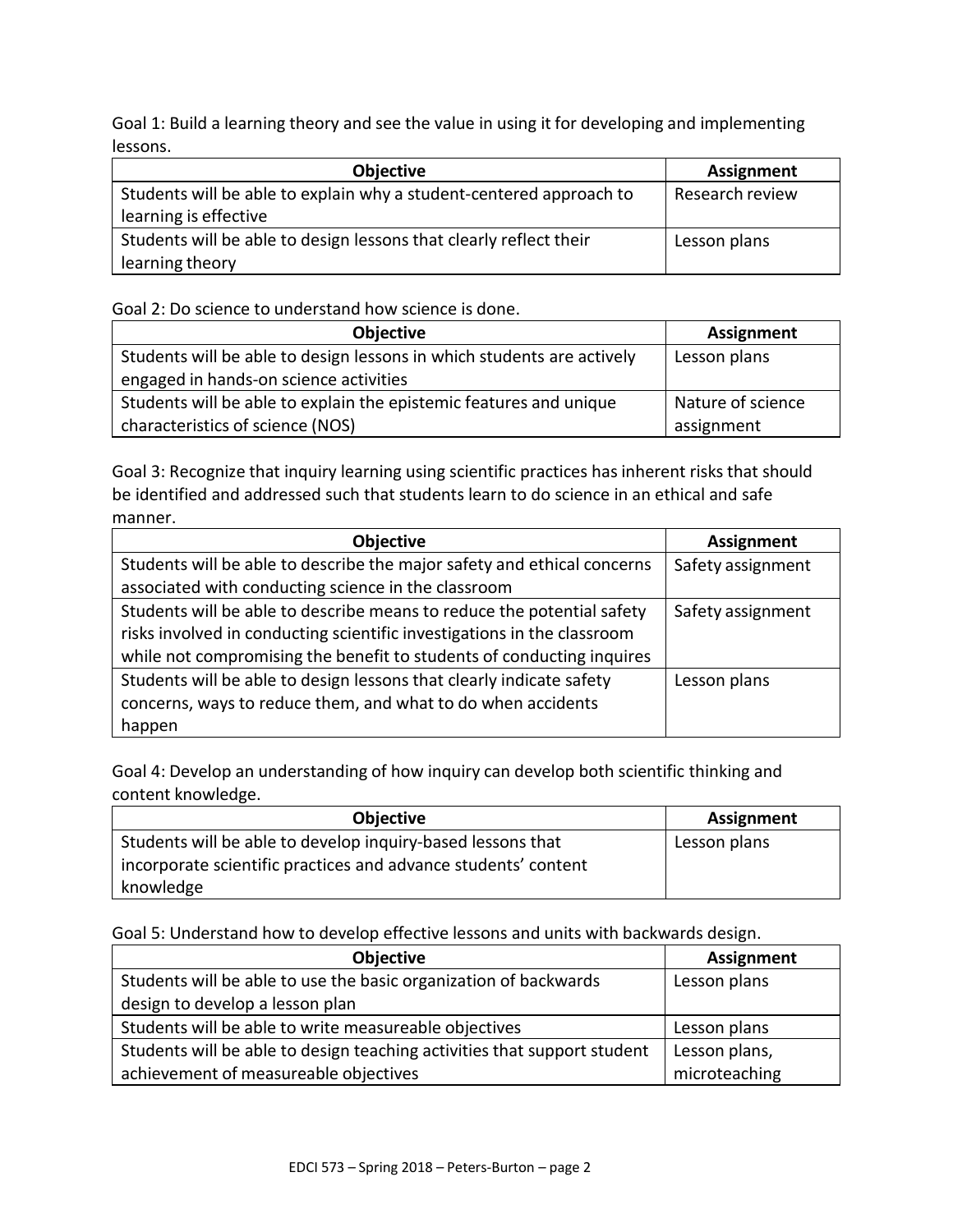Goal 1: Build a learning theory and see the value in using it for developing and implementing lessons.

| Objective | Assignment |
| --- | --- |
| Students will be able to explain why a student-centered approach to learning is effective | Research review |
| Students will be able to design lessons that clearly reflect their learning theory | Lesson plans |

Goal 2: Do science to understand how science is done.

| Objective | Assignment |
| --- | --- |
| Students will be able to design lessons in which students are actively engaged in hands-on science activities | Lesson plans |
| Students will be able to explain the epistemic features and unique characteristics of science (NOS) | Nature of science assignment |

Goal 3: Recognize that inquiry learning using scientific practices has inherent risks that should be identified and addressed such that students learn to do science in an ethical and safe manner.

| Objective | Assignment |
| --- | --- |
| Students will be able to describe the major safety and ethical concerns associated with conducting science in the classroom | Safety assignment |
| Students will be able to describe means to reduce the potential safety risks involved in conducting scientific investigations in the classroom while not compromising the benefit to students of conducting inquires | Safety assignment |
| Students will be able to design lessons that clearly indicate safety concerns, ways to reduce them, and what to do when accidents happen | Lesson plans |

Goal 4: Develop an understanding of how inquiry can develop both scientific thinking and content knowledge.

| Objective | Assignment |
| --- | --- |
| Students will be able to develop inquiry-based lessons that incorporate scientific practices and advance students' content knowledge | Lesson plans |

Goal 5: Understand how to develop effective lessons and units with backwards design.

| Objective | Assignment |
| --- | --- |
| Students will be able to use the basic organization of backwards design to develop a lesson plan | Lesson plans |
| Students will be able to write measureable objectives | Lesson plans |
| Students will be able to design teaching activities that support student achievement of measureable objectives | Lesson plans, microteaching |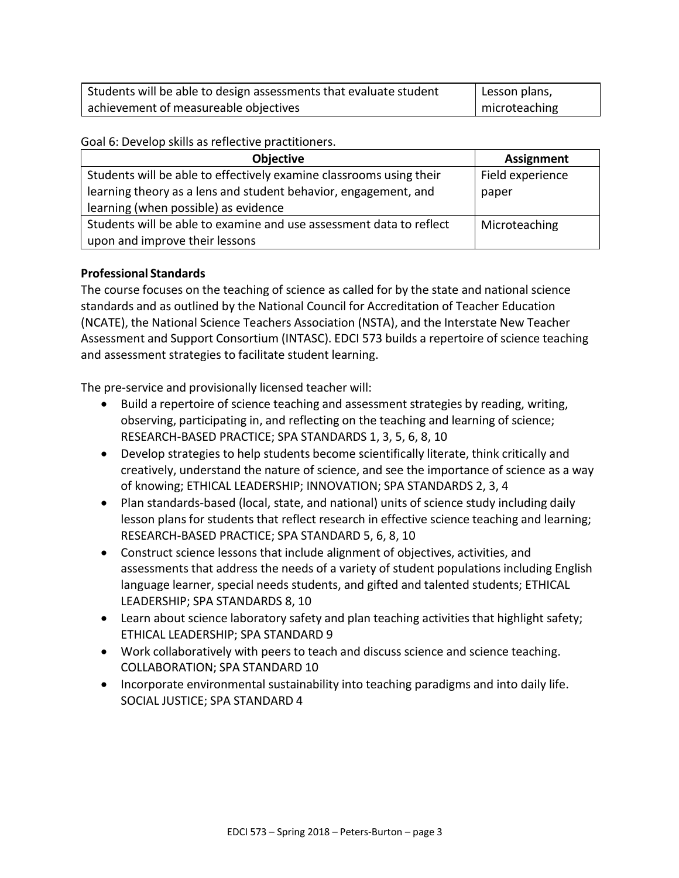| Students will be able to design assessments that evaluate student achievement of measureable objectives | Lesson plans, microteaching |
|---|---|

Goal 6: Develop skills as reflective practitioners.

| Objective | Assignment |
|---|---|
| Students will be able to effectively examine classrooms using their learning theory as a lens and student behavior, engagement, and learning (when possible) as evidence | Field experience paper |
| Students will be able to examine and use assessment data to reflect upon and improve their lessons | Microteaching |

**Professional Standards**

The course focuses on the teaching of science as called for by the state and national science standards and as outlined by the National Council for Accreditation of Teacher Education (NCATE), the National Science Teachers Association (NSTA), and the Interstate New Teacher Assessment and Support Consortium (INTASC). EDCI 573 builds a repertoire of science teaching and assessment strategies to facilitate student learning.

The pre-service and provisionally licensed teacher will:

- Build a repertoire of science teaching and assessment strategies by reading, writing, observing, participating in, and reflecting on the teaching and learning of science; RESEARCH-BASED PRACTICE; SPA STANDARDS 1, 3, 5, 6, 8, 10
- Develop strategies to help students become scientifically literate, think critically and creatively, understand the nature of science, and see the importance of science as a way of knowing; ETHICAL LEADERSHIP; INNOVATION; SPA STANDARDS 2, 3, 4
- Plan standards-based (local, state, and national) units of science study including daily lesson plans for students that reflect research in effective science teaching and learning; RESEARCH-BASED PRACTICE; SPA STANDARD 5, 6, 8, 10
- Construct science lessons that include alignment of objectives, activities, and assessments that address the needs of a variety of student populations including English language learner, special needs students, and gifted and talented students; ETHICAL LEADERSHIP; SPA STANDARDS 8, 10
- Learn about science laboratory safety and plan teaching activities that highlight safety; ETHICAL LEADERSHIP; SPA STANDARD 9
- Work collaboratively with peers to teach and discuss science and science teaching. COLLABORATION; SPA STANDARD 10
- Incorporate environmental sustainability into teaching paradigms and into daily life. SOCIAL JUSTICE; SPA STANDARD 4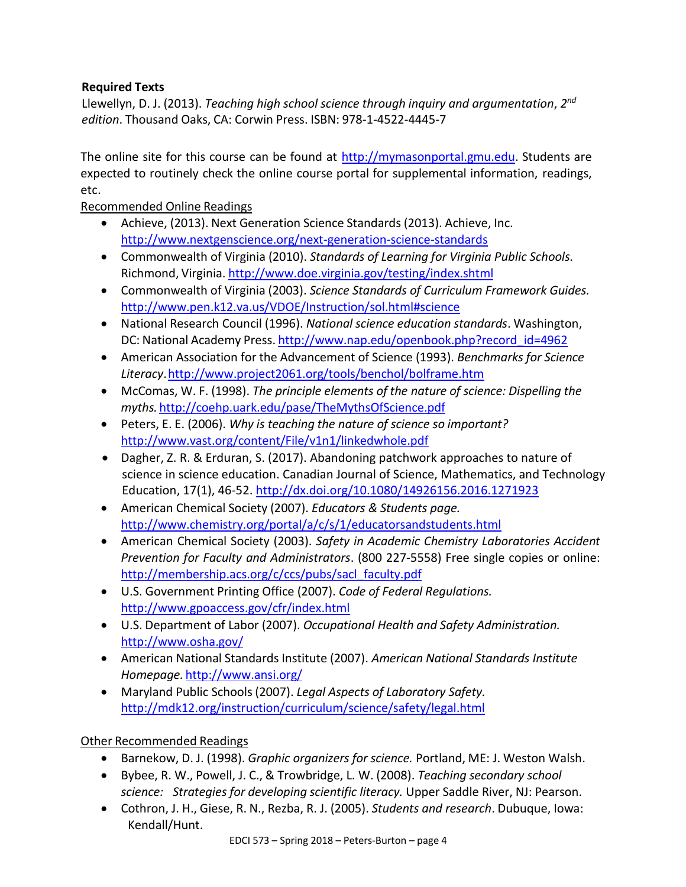**Required Texts**

Llewellyn, D. J. (2013). *Teaching high school science through inquiry and argumentation*, *2nd edition*. Thousand Oaks, CA: Corwin Press. ISBN: 978-1-4522-4445-7

The online site for this course can be found at http://mymasonportal.gmu.edu. Students are expected to routinely check the online course portal for supplemental information, readings, etc.

<u>Recommended Online Readings</u>

- Achieve, (2013). Next Generation Science Standards (2013). Achieve, Inc. http://www.nextgenscience.org/next-generation-science-standards
- Commonwealth of Virginia (2010). *Standards of Learning for Virginia Public Schools.* Richmond, Virginia. http://www.doe.virginia.gov/testing/index.shtml
- Commonwealth of Virginia (2003). *Science Standards of Curriculum Framework Guides.* http://www.pen.k12.va.us/VDOE/Instruction/sol.html#science
- National Research Council (1996). *National science education standards*. Washington, DC: National Academy Press. http://www.nap.edu/openbook.php?record_id=4962
- American Association for the Advancement of Science (1993). *Benchmarks for Science Literacy*. http://www.project2061.org/tools/benchol/bolframe.htm
- McComas, W. F. (1998). *The principle elements of the nature of science: Dispelling the myths.* http://coehp.uark.edu/pase/TheMythsOfScience.pdf
- Peters, E. E. (2006). *Why is teaching the nature of science so important?* http://www.vast.org/content/File/v1n1/linkedwhole.pdf
- Dagher, Z. R. & Erduran, S. (2017). Abandoning patchwork approaches to nature of science in science education. Canadian Journal of Science, Mathematics, and Technology Education, 17(1), 46-52. http://dx.doi.org/10.1080/14926156.2016.1271923
- American Chemical Society (2007). *Educators & Students page.* http://www.chemistry.org/portal/a/c/s/1/educatorsandstudents.html
- American Chemical Society (2003). *Safety in Academic Chemistry Laboratories Accident Prevention for Faculty and Administrators*. (800 227-5558) Free single copies or online: http://membership.acs.org/c/ccs/pubs/sacl_faculty.pdf
- U.S. Government Printing Office (2007). *Code of Federal Regulations.* http://www.gpoaccess.gov/cfr/index.html
- U.S. Department of Labor (2007). *Occupational Health and Safety Administration.* http://www.osha.gov/
- American National Standards Institute (2007). *American National Standards Institute Homepage.* http://www.ansi.org/
- Maryland Public Schools (2007). *Legal Aspects of Laboratory Safety.* http://mdk12.org/instruction/curriculum/science/safety/legal.html

<u>Other Recommended Readings</u>

- Barnekow, D. J. (1998). *Graphic organizers for science.* Portland, ME: J. Weston Walsh.
- Bybee, R. W., Powell, J. C., & Trowbridge, L. W. (2008). *Teaching secondary school science: Strategies for developing scientific literacy.* Upper Saddle River, NJ: Pearson.
- Cothron, J. H., Giese, R. N., Rezba, R. J. (2005). *Students and research*. Dubuque, Iowa: Kendall/Hunt.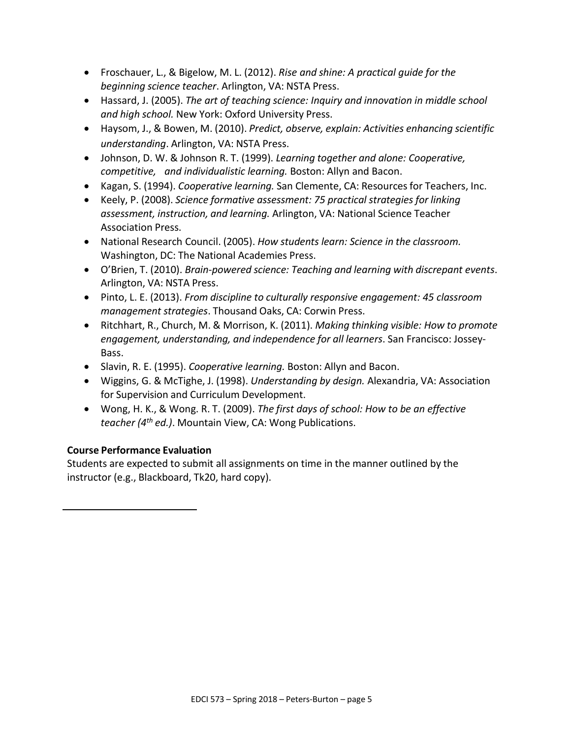- Froschauer, L., & Bigelow, M. L. (2012). *Rise and shine: A practical guide for the beginning science teacher*. Arlington, VA: NSTA Press.
- Hassard, J. (2005). *The art of teaching science: Inquiry and innovation in middle school and high school.* New York: Oxford University Press.
- Haysom, J., & Bowen, M. (2010). *Predict, observe, explain: Activities enhancing scientific understanding*. Arlington, VA: NSTA Press.
- Johnson, D. W. & Johnson R. T. (1999). *Learning together and alone: Cooperative, competitive, and individualistic learning.* Boston: Allyn and Bacon.
- Kagan, S. (1994). *Cooperative learning.* San Clemente, CA: Resources for Teachers, Inc.
- Keely, P. (2008). *Science formative assessment: 75 practical strategies for linking assessment, instruction, and learning.* Arlington, VA: National Science Teacher Association Press.
- National Research Council. (2005). *How students learn: Science in the classroom.* Washington, DC: The National Academies Press.
- O'Brien, T. (2010). *Brain-powered science: Teaching and learning with discrepant events*. Arlington, VA: NSTA Press.
- Pinto, L. E. (2013). *From discipline to culturally responsive engagement: 45 classroom management strategies*. Thousand Oaks, CA: Corwin Press.
- Ritchhart, R., Church, M. & Morrison, K. (2011). *Making thinking visible: How to promote engagement, understanding, and independence for all learners*. San Francisco: Jossey-Bass.
- Slavin, R. E. (1995). *Cooperative learning.* Boston: Allyn and Bacon.
- Wiggins, G. & McTighe, J. (1998). *Understanding by design.* Alexandria, VA: Association for Supervision and Curriculum Development.
- Wong, H. K., & Wong. R. T. (2009). *The first days of school: How to be an effective teacher (4th ed.)*. Mountain View, CA: Wong Publications.

**Course Performance Evaluation**

Students are expected to submit all assignments on time in the manner outlined by the instructor (e.g., Blackboard, Tk20, hard copy).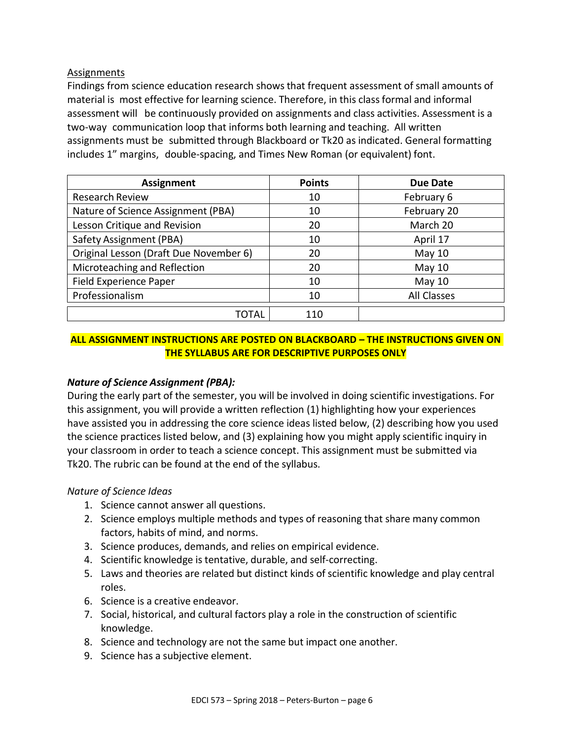Assignments

Findings from science education research shows that frequent assessment of small amounts of material is most effective for learning science. Therefore, in this class formal and informal assessment will be continuously provided on assignments and class activities. Assessment is a two-way communication loop that informs both learning and teaching. All written assignments must be submitted through Blackboard or Tk20 as indicated. General formatting includes 1" margins, double-spacing, and Times New Roman (or equivalent) font.

| Assignment | Points | Due Date |
| --- | --- | --- |
| Research Review | 10 | February 6 |
| Nature of Science Assignment (PBA) | 10 | February 20 |
| Lesson Critique and Revision | 20 | March 20 |
| Safety Assignment (PBA) | 10 | April 17 |
| Original Lesson (Draft Due November 6) | 20 | May 10 |
| Microteaching and Reflection | 20 | May 10 |
| Field Experience Paper | 10 | May 10 |
| Professionalism | 10 | All Classes |
| TOTAL | 110 | |

**ALL ASSIGNMENT INSTRUCTIONS ARE POSTED ON BLACKBOARD – THE INSTRUCTIONS GIVEN ON THE SYLLABUS ARE FOR DESCRIPTIVE PURPOSES ONLY**

***Nature of Science Assignment (PBA):***

During the early part of the semester, you will be involved in doing scientific investigations. For this assignment, you will provide a written reflection (1) highlighting how your experiences have assisted you in addressing the core science ideas listed below, (2) describing how you used the science practices listed below, and (3) explaining how you might apply scientific inquiry in your classroom in order to teach a science concept. This assignment must be submitted via Tk20. The rubric can be found at the end of the syllabus.

*Nature of Science Ideas*

1. Science cannot answer all questions.
2. Science employs multiple methods and types of reasoning that share many common factors, habits of mind, and norms.
3. Science produces, demands, and relies on empirical evidence.
4. Scientific knowledge is tentative, durable, and self-correcting.
5. Laws and theories are related but distinct kinds of scientific knowledge and play central roles.
6. Science is a creative endeavor.
7. Social, historical, and cultural factors play a role in the construction of scientific knowledge.
8. Science and technology are not the same but impact one another.
9. Science has a subjective element.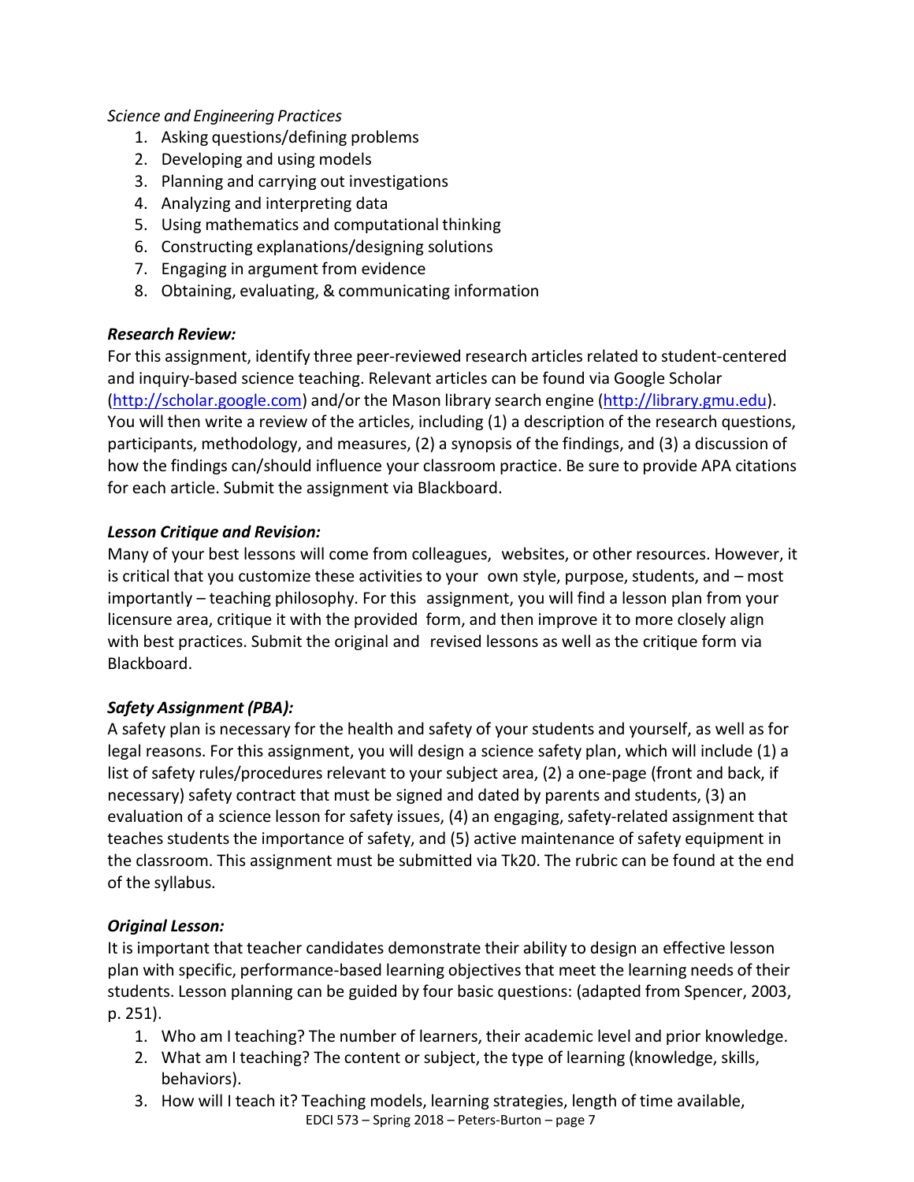*Science and Engineering Practices*

1. Asking questions/defining problems
2. Developing and using models
3. Planning and carrying out investigations
4. Analyzing and interpreting data
5. Using mathematics and computational thinking
6. Constructing explanations/designing solutions
7. Engaging in argument from evidence
8. Obtaining, evaluating, & communicating information

***Research Review:***

For this assignment, identify three peer-reviewed research articles related to student-centered and inquiry-based science teaching. Relevant articles can be found via Google Scholar (http://scholar.google.com) and/or the Mason library search engine (http://library.gmu.edu). You will then write a review of the articles, including (1) a description of the research questions, participants, methodology, and measures, (2) a synopsis of the findings, and (3) a discussion of how the findings can/should influence your classroom practice. Be sure to provide APA citations for each article. Submit the assignment via Blackboard.

***Lesson Critique and Revision:***

Many of your best lessons will come from colleagues, websites, or other resources. However, it is critical that you customize these activities to your own style, purpose, students, and – most importantly – teaching philosophy. For this assignment, you will find a lesson plan from your licensure area, critique it with the provided form, and then improve it to more closely align with best practices. Submit the original and revised lessons as well as the critique form via Blackboard.

***Safety Assignment (PBA):***

A safety plan is necessary for the health and safety of your students and yourself, as well as for legal reasons. For this assignment, you will design a science safety plan, which will include (1) a list of safety rules/procedures relevant to your subject area, (2) a one-page (front and back, if necessary) safety contract that must be signed and dated by parents and students, (3) an evaluation of a science lesson for safety issues, (4) an engaging, safety-related assignment that teaches students the importance of safety, and (5) active maintenance of safety equipment in the classroom. This assignment must be submitted via Tk20. The rubric can be found at the end of the syllabus.

***Original Lesson:***

It is important that teacher candidates demonstrate their ability to design an effective lesson plan with specific, performance-based learning objectives that meet the learning needs of their students. Lesson planning can be guided by four basic questions: (adapted from Spencer, 2003, p. 251).

1. Who am I teaching? The number of learners, their academic level and prior knowledge.
2. What am I teaching? The content or subject, the type of learning (knowledge, skills, behaviors).
3. How will I teach it? Teaching models, learning strategies, length of time available,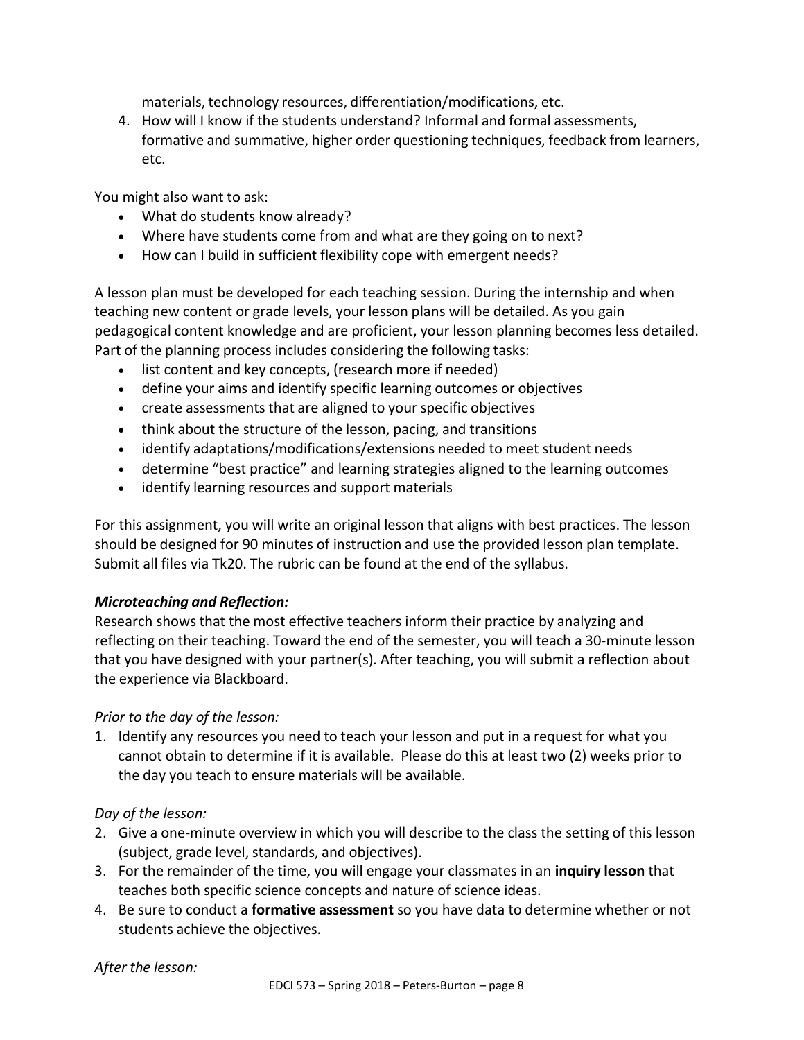materials, technology resources, differentiation/modifications, etc.

4. How will I know if the students understand? Informal and formal assessments, formative and summative, higher order questioning techniques, feedback from learners, etc.

You might also want to ask:

- What do students know already?
- Where have students come from and what are they going on to next?
- How can I build in sufficient flexibility cope with emergent needs?

A lesson plan must be developed for each teaching session. During the internship and when teaching new content or grade levels, your lesson plans will be detailed. As you gain pedagogical content knowledge and are proficient, your lesson planning becomes less detailed. Part of the planning process includes considering the following tasks:

- list content and key concepts, (research more if needed)
- define your aims and identify specific learning outcomes or objectives
- create assessments that are aligned to your specific objectives
- think about the structure of the lesson, pacing, and transitions
- identify adaptations/modifications/extensions needed to meet student needs
- determine "best practice" and learning strategies aligned to the learning outcomes
- identify learning resources and support materials

For this assignment, you will write an original lesson that aligns with best practices. The lesson should be designed for 90 minutes of instruction and use the provided lesson plan template. Submit all files via Tk20. The rubric can be found at the end of the syllabus.

***Microteaching and Reflection:***

Research shows that the most effective teachers inform their practice by analyzing and reflecting on their teaching. Toward the end of the semester, you will teach a 30-minute lesson that you have designed with your partner(s). After teaching, you will submit a reflection about the experience via Blackboard.

*Prior to the day of the lesson:*

1. Identify any resources you need to teach your lesson and put in a request for what you cannot obtain to determine if it is available. Please do this at least two (2) weeks prior to the day you teach to ensure materials will be available.

*Day of the lesson:*

2. Give a one-minute overview in which you will describe to the class the setting of this lesson (subject, grade level, standards, and objectives).
3. For the remainder of the time, you will engage your classmates in an **inquiry lesson** that teaches both specific science concepts and nature of science ideas.
4. Be sure to conduct a **formative assessment** so you have data to determine whether or not students achieve the objectives.

*After the lesson:*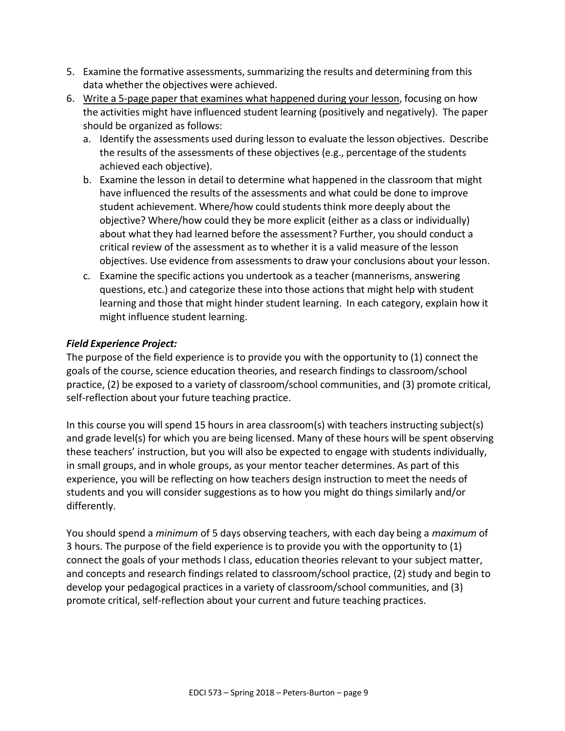5. Examine the formative assessments, summarizing the results and determining from this data whether the objectives were achieved.
6. <u>Write a 5-page paper that examines what happened during your lesson</u>, focusing on how the activities might have influenced student learning (positively and negatively). The paper should be organized as follows:
   a. Identify the assessments used during lesson to evaluate the lesson objectives. Describe the results of the assessments of these objectives (e.g., percentage of the students achieved each objective).
   b. Examine the lesson in detail to determine what happened in the classroom that might have influenced the results of the assessments and what could be done to improve student achievement. Where/how could students think more deeply about the objective? Where/how could they be more explicit (either as a class or individually) about what they had learned before the assessment? Further, you should conduct a critical review of the assessment as to whether it is a valid measure of the lesson objectives. Use evidence from assessments to draw your conclusions about your lesson.
   c. Examine the specific actions you undertook as a teacher (mannerisms, answering questions, etc.) and categorize these into those actions that might help with student learning and those that might hinder student learning. In each category, explain how it might influence student learning.

***Field Experience Project:***

The purpose of the field experience is to provide you with the opportunity to (1) connect the goals of the course, science education theories, and research findings to classroom/school practice, (2) be exposed to a variety of classroom/school communities, and (3) promote critical, self-reflection about your future teaching practice.

In this course you will spend 15 hours in area classroom(s) with teachers instructing subject(s) and grade level(s) for which you are being licensed. Many of these hours will be spent observing these teachers' instruction, but you will also be expected to engage with students individually, in small groups, and in whole groups, as your mentor teacher determines. As part of this experience, you will be reflecting on how teachers design instruction to meet the needs of students and you will consider suggestions as to how you might do things similarly and/or differently.

You should spend a *minimum* of 5 days observing teachers, with each day being a *maximum* of 3 hours. The purpose of the field experience is to provide you with the opportunity to (1) connect the goals of your methods I class, education theories relevant to your subject matter, and concepts and research findings related to classroom/school practice, (2) study and begin to develop your pedagogical practices in a variety of classroom/school communities, and (3) promote critical, self-reflection about your current and future teaching practices.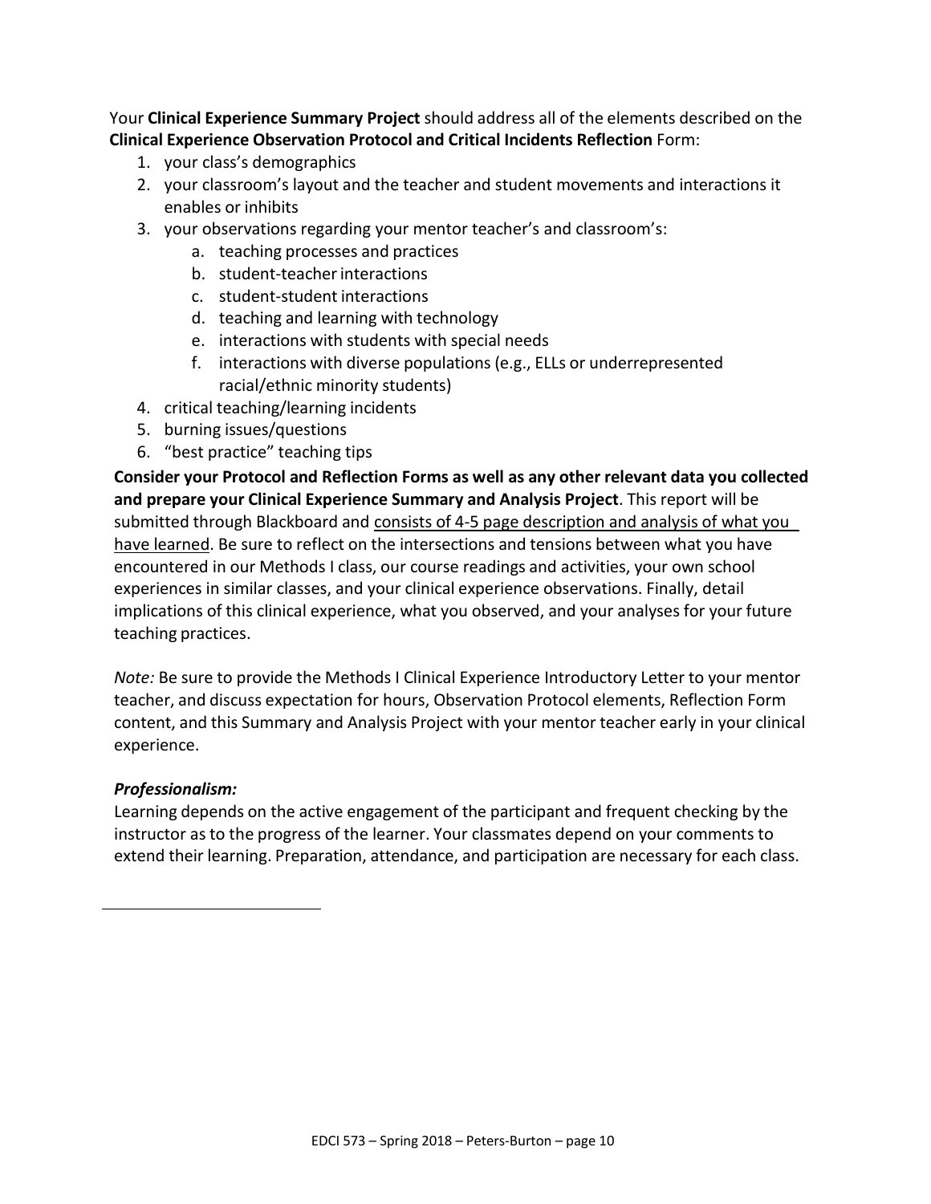Your **Clinical Experience Summary Project** should address all of the elements described on the **Clinical Experience Observation Protocol and Critical Incidents Reflection** Form:

1. your class's demographics
2. your classroom's layout and the teacher and student movements and interactions it enables or inhibits
3. your observations regarding your mentor teacher's and classroom's:
    a. teaching processes and practices
    b. student-teacher interactions
    c. student-student interactions
    d. teaching and learning with technology
    e. interactions with students with special needs
    f. interactions with diverse populations (e.g., ELLs or underrepresented racial/ethnic minority students)
4. critical teaching/learning incidents
5. burning issues/questions
6. "best practice" teaching tips

**Consider your Protocol and Reflection Forms as well as any other relevant data you collected and prepare your Clinical Experience Summary and Analysis Project**. This report will be submitted through Blackboard and consists of 4-5 page description and analysis of what you have learned. Be sure to reflect on the intersections and tensions between what you have encountered in our Methods I class, our course readings and activities, your own school experiences in similar classes, and your clinical experience observations. Finally, detail implications of this clinical experience, what you observed, and your analyses for your future teaching practices.

*Note:* Be sure to provide the Methods I Clinical Experience Introductory Letter to your mentor teacher, and discuss expectation for hours, Observation Protocol elements, Reflection Form content, and this Summary and Analysis Project with your mentor teacher early in your clinical experience.

***Professionalism:***

Learning depends on the active engagement of the participant and frequent checking by the instructor as to the progress of the learner. Your classmates depend on your comments to extend their learning. Preparation, attendance, and participation are necessary for each class.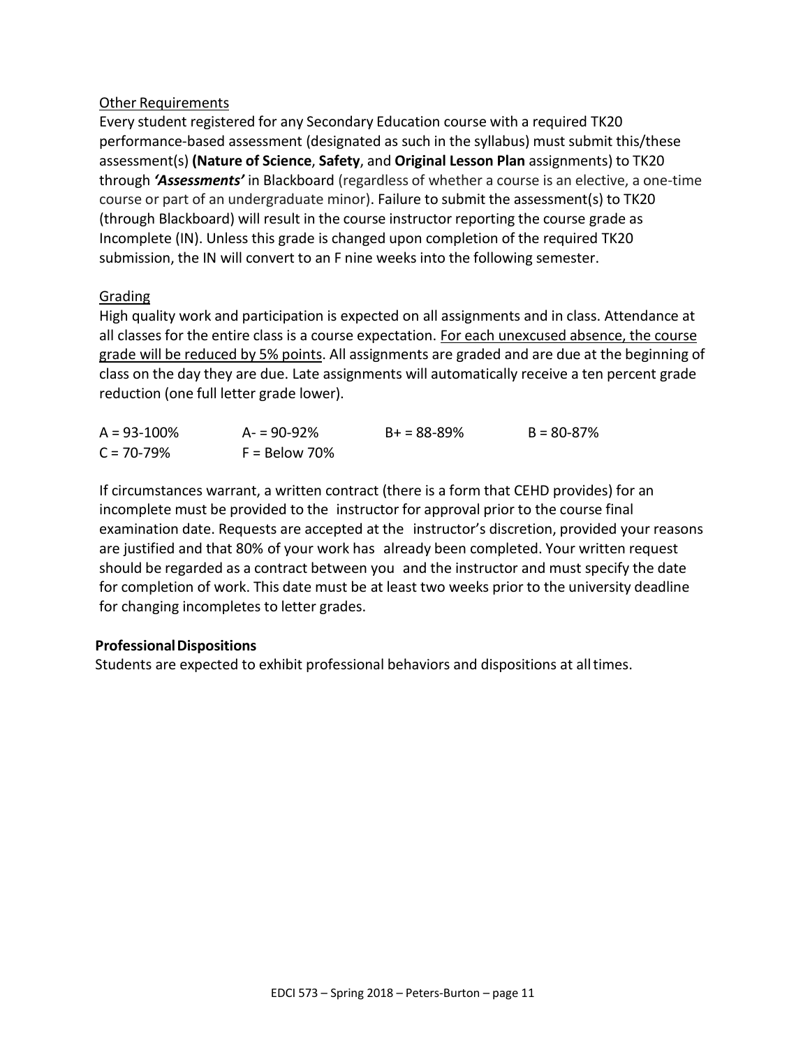Other Requirements

Every student registered for any Secondary Education course with a required TK20 performance-based assessment (designated as such in the syllabus) must submit this/these assessment(s) **(Nature of Science**, **Safety**, and **Original Lesson Plan** assignments) to TK20 through ***'Assessments'*** in Blackboard (regardless of whether a course is an elective, a one-time course or part of an undergraduate minor). Failure to submit the assessment(s) to TK20 (through Blackboard) will result in the course instructor reporting the course grade as Incomplete (IN). Unless this grade is changed upon completion of the required TK20 submission, the IN will convert to an F nine weeks into the following semester.

Grading

High quality work and participation is expected on all assignments and in class. Attendance at all classes for the entire class is a course expectation. For each unexcused absence, the course grade will be reduced by 5% points. All assignments are graded and are due at the beginning of class on the day they are due. Late assignments will automatically receive a ten percent grade reduction (one full letter grade lower).

| A = 93-100% | A- = 90-92% | B+ = 88-89% | B = 80-87% |
|---|---|---|---|
| C = 70-79% | F = Below 70% | | |

If circumstances warrant, a written contract (there is a form that CEHD provides) for an incomplete must be provided to the instructor for approval prior to the course final examination date. Requests are accepted at the instructor's discretion, provided your reasons are justified and that 80% of your work has already been completed. Your written request should be regarded as a contract between you and the instructor and must specify the date for completion of work. This date must be at least two weeks prior to the university deadline for changing incompletes to letter grades.

**Professional Dispositions**

Students are expected to exhibit professional behaviors and dispositions at all times.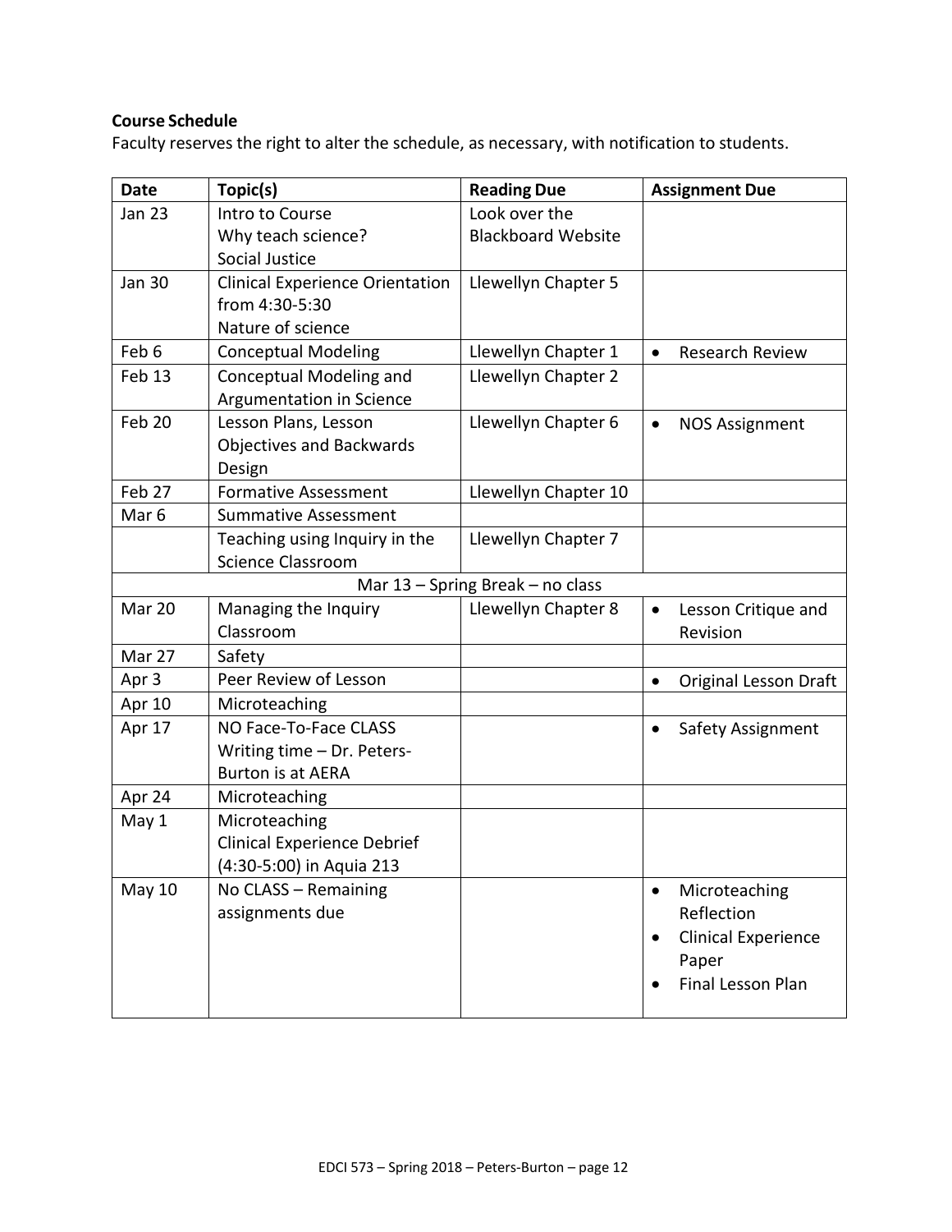**Course Schedule**

Faculty reserves the right to alter the schedule, as necessary, with notification to students.

| Date | Topic(s) | Reading Due | Assignment Due |
|---|---|---|---|
| Jan 23 | Intro to Course<br>Why teach science?<br>Social Justice | Look over the Blackboard Website | |
| Jan 30 | Clinical Experience Orientation from 4:30-5:30<br>Nature of science | Llewellyn Chapter 5 | |
| Feb 6 | Conceptual Modeling | Llewellyn Chapter 1 | • Research Review |
| Feb 13 | Conceptual Modeling and Argumentation in Science | Llewellyn Chapter 2 | |
| Feb 20 | Lesson Plans, Lesson Objectives and Backwards Design | Llewellyn Chapter 6 | • NOS Assignment |
| Feb 27 | Formative Assessment | Llewellyn Chapter 10 | |
| Mar 6 | Summative Assessment | | |
| | Teaching using Inquiry in the Science Classroom | Llewellyn Chapter 7 | |
| Mar 13 – Spring Break – no class | | | |
| Mar 20 | Managing the Inquiry Classroom | Llewellyn Chapter 8 | • Lesson Critique and Revision |
| Mar 27 | Safety | | |
| Apr 3 | Peer Review of Lesson | | • Original Lesson Draft |
| Apr 10 | Microteaching | | |
| Apr 17 | NO Face-To-Face CLASS<br>Writing time – Dr. Peters-Burton is at AERA | | • Safety Assignment |
| Apr 24 | Microteaching | | |
| May 1 | Microteaching<br>Clinical Experience Debrief (4:30-5:00) in Aquia 213 | | |
| May 10 | No CLASS – Remaining assignments due | | • Microteaching Reflection<br>• Clinical Experience Paper<br>• Final Lesson Plan |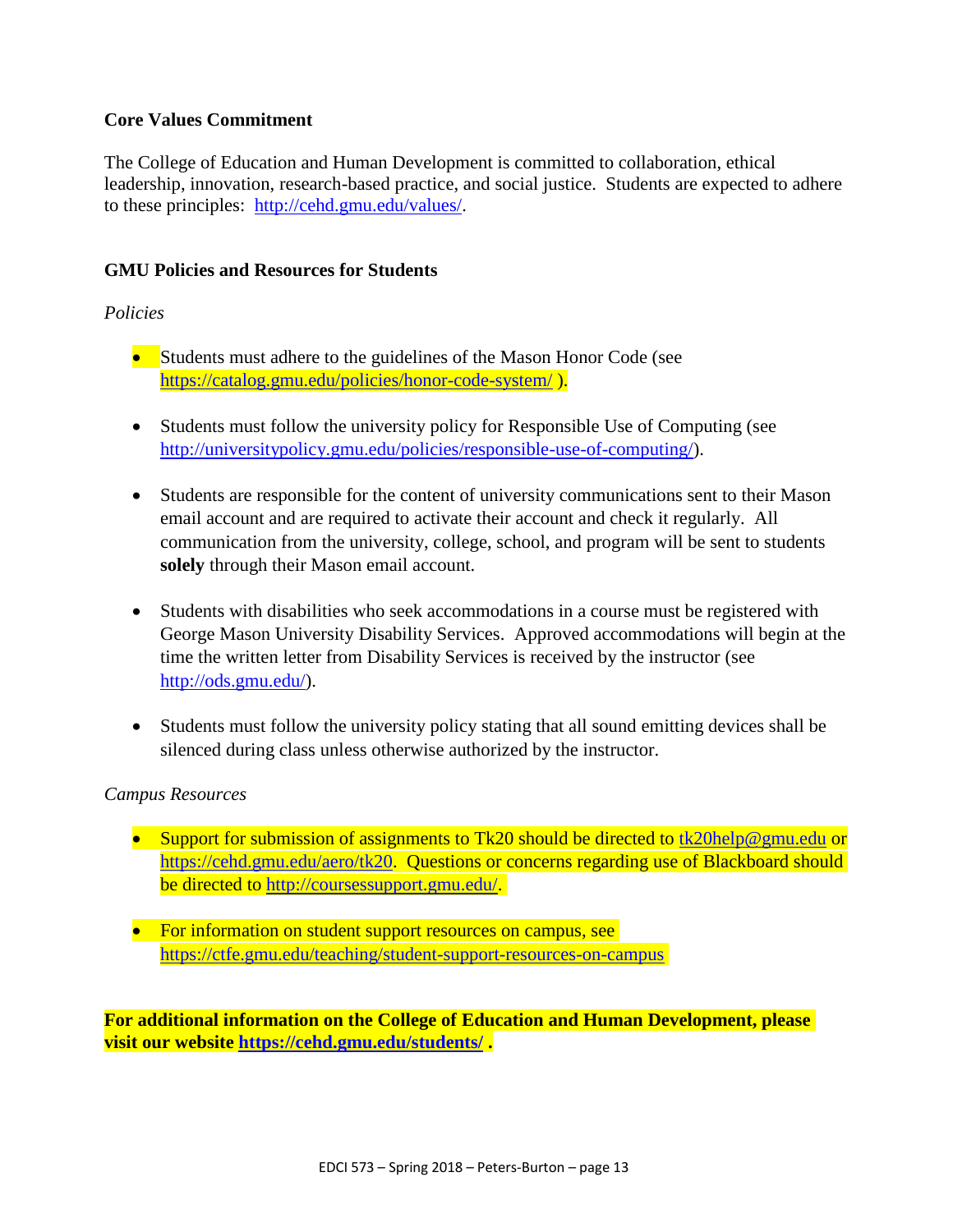### Core Values Commitment

The College of Education and Human Development is committed to collaboration, ethical leadership, innovation, research-based practice, and social justice. Students are expected to adhere to these principles: http://cehd.gmu.edu/values/.

### GMU Policies and Resources for Students

*Policies*

- Students must adhere to the guidelines of the Mason Honor Code (see https://catalog.gmu.edu/policies/honor-code-system/ ).

- Students must follow the university policy for Responsible Use of Computing (see http://universitypolicy.gmu.edu/policies/responsible-use-of-computing/).

- Students are responsible for the content of university communications sent to their Mason email account and are required to activate their account and check it regularly. All communication from the university, college, school, and program will be sent to students **solely** through their Mason email account.

- Students with disabilities who seek accommodations in a course must be registered with George Mason University Disability Services. Approved accommodations will begin at the time the written letter from Disability Services is received by the instructor (see http://ods.gmu.edu/).

- Students must follow the university policy stating that all sound emitting devices shall be silenced during class unless otherwise authorized by the instructor.

*Campus Resources*

- Support for submission of assignments to Tk20 should be directed to tk20help@gmu.edu or https://cehd.gmu.edu/aero/tk20. Questions or concerns regarding use of Blackboard should be directed to http://coursessupport.gmu.edu/.

- For information on student support resources on campus, see https://ctfe.gmu.edu/teaching/student-support-resources-on-campus

**For additional information on the College of Education and Human Development, please visit our website https://cehd.gmu.edu/students/ .**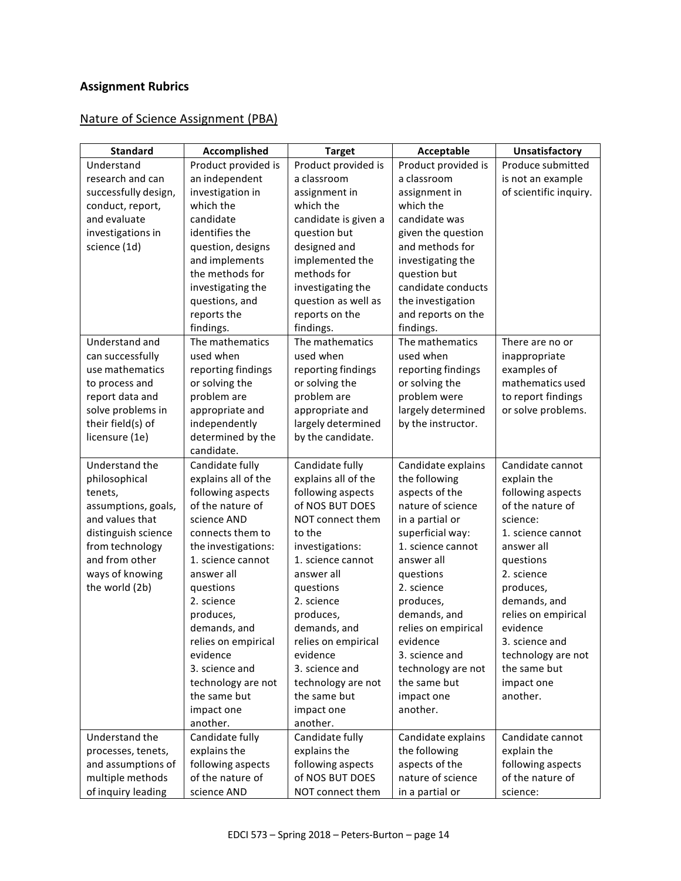## Assignment Rubrics

### Nature of Science Assignment (PBA)

| Standard | Accomplished | Target | Acceptable | Unsatisfactory |
|---|---|---|---|---|
| Understand research and can successfully design, conduct, report, and evaluate investigations in science (1d) | Product provided is an independent investigation in which the candidate identifies the question, designs and implements the methods for investigating the questions, and reports the findings. | Product provided is a classroom assignment in which the candidate is given a question but designed and implemented the methods for investigating the question as well as reports on the findings. | Product provided is a classroom assignment in which the candidate was given the question and methods for investigating the question but candidate conducts the investigation and reports on the findings. | Produce submitted is not an example of scientific inquiry. |
| Understand and can successfully use mathematics to process and report data and solve problems in their field(s) of licensure (1e) | The mathematics used when reporting findings or solving the problem are appropriate and independently determined by the candidate. | The mathematics used when reporting findings or solving the problem are appropriate and largely determined by the candidate. | The mathematics used when reporting findings or solving the problem were largely determined by the instructor. | There are no or inappropriate examples of mathematics used to report findings or solve problems. |
| Understand the philosophical tenets, assumptions, goals, and values that distinguish science from technology and from other ways of knowing the world (2b) | Candidate fully explains all of the following aspects of the nature of science AND connects them to the investigations:<br>1. science cannot answer all questions<br>2. science produces, demands, and relies on empirical evidence<br>3. science and technology are not the same but impact one another. | Candidate fully explains all of the following aspects of NOS BUT DOES NOT connect them to the investigations:<br>1. science cannot answer all questions<br>2. science produces, demands, and relies on empirical evidence<br>3. science and technology are not the same but impact one another. | Candidate explains the following aspects of the nature of science in a partial or superficial way:<br>1. science cannot answer all questions<br>2. science produces, demands, and relies on empirical evidence<br>3. science and technology are not the same but impact one another. | Candidate cannot explain the following aspects of the nature of science:<br>1. science cannot answer all questions<br>2. science produces, demands, and relies on empirical evidence<br>3. science and technology are not the same but impact one another. |
| Understand the processes, tenets, and assumptions of multiple methods of inquiry leading | Candidate fully explains the following aspects of the nature of science AND | Candidate fully explains the following aspects of NOS BUT DOES NOT connect them | Candidate explains the following aspects of the nature of science in a partial or | Candidate cannot explain the following aspects of the nature of science: |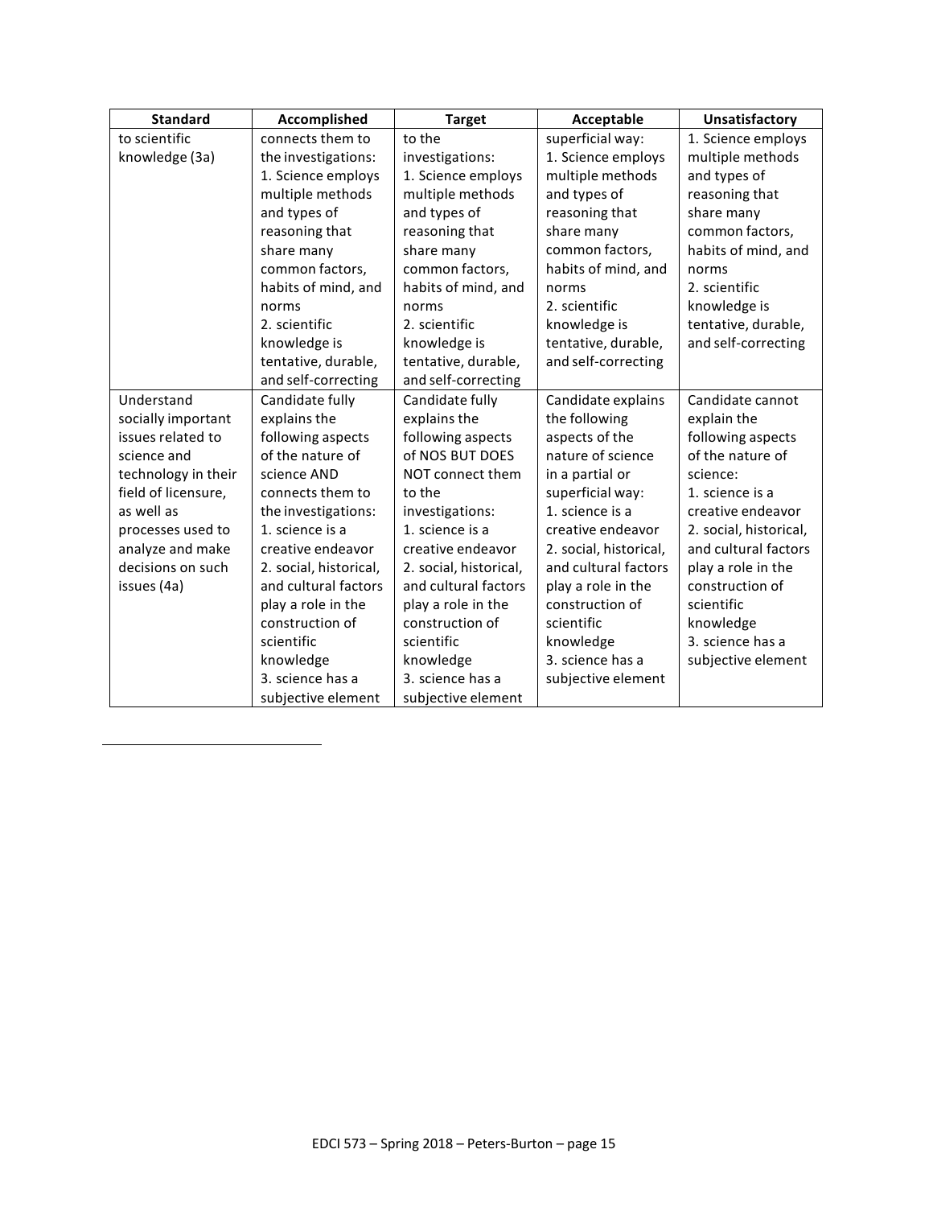| Standard | Accomplished | Target | Acceptable | Unsatisfactory |
| --- | --- | --- | --- | --- |
| to scientific knowledge (3a) | connects them to the investigations: 1. Science employs multiple methods and types of reasoning that share many common factors, habits of mind, and norms 2. scientific knowledge is tentative, durable, and self-correcting | to the investigations: 1. Science employs multiple methods and types of reasoning that share many common factors, habits of mind, and norms 2. scientific knowledge is tentative, durable, and self-correcting | superficial way: 1. Science employs multiple methods and types of reasoning that share many common factors, habits of mind, and norms 2. scientific knowledge is tentative, durable, and self-correcting | 1. Science employs multiple methods and types of reasoning that share many common factors, habits of mind, and norms 2. scientific knowledge is tentative, durable, and self-correcting |
| Understand socially important issues related to science and technology in their field of licensure, as well as processes used to analyze and make decisions on such issues (4a) | Candidate fully explains the following aspects of the nature of science AND connects them to the investigations: 1. science is a creative endeavor 2. social, historical, and cultural factors play a role in the construction of scientific knowledge 3. science has a subjective element | Candidate fully explains the following aspects of NOS BUT DOES NOT connect them to the investigations: 1. science is a creative endeavor 2. social, historical, and cultural factors play a role in the construction of scientific knowledge 3. science has a subjective element | Candidate explains the following aspects of the nature of science in a partial or superficial way: 1. science is a creative endeavor 2. social, historical, and cultural factors play a role in the construction of scientific knowledge 3. science has a subjective element | Candidate cannot explain the following aspects of the nature of science: 1. science is a creative endeavor 2. social, historical, and cultural factors play a role in the construction of scientific knowledge 3. science has a subjective element |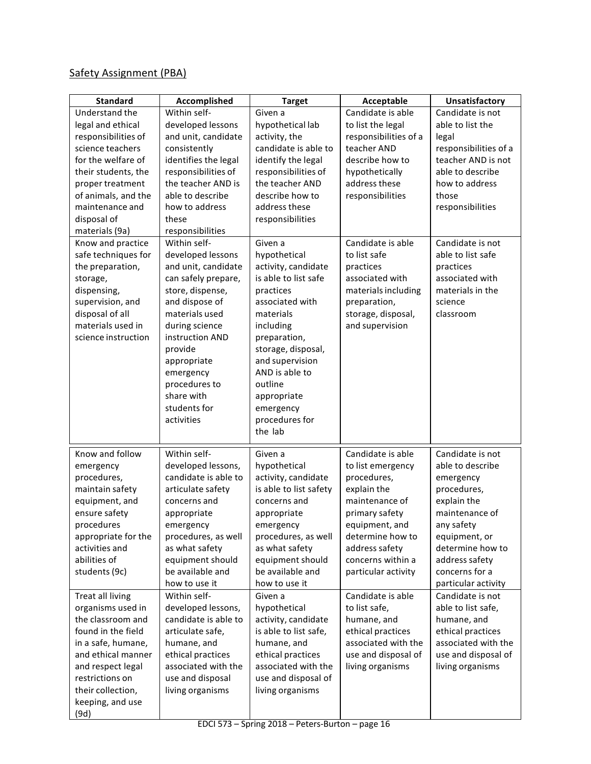Safety Assignment (PBA)

| Standard | Accomplished | Target | Acceptable | Unsatisfactory |
|---|---|---|---|---|
| Understand the legal and ethical responsibilities of science teachers for the welfare of their students, the proper treatment of animals, and the maintenance and disposal of materials (9a) | Within self-developed lessons and unit, candidate consistently identifies the legal responsibilities of the teacher AND is able to describe how to address these responsibilities | Given a hypothetical lab activity, the candidate is able to identify the legal responsibilities of the teacher AND describe how to address these responsibilities | Candidate is able to list the legal responsibilities of a teacher AND describe how to hypothetically address these responsibilities | Candidate is not able to list the legal responsibilities of a teacher AND is not able to describe how to address those responsibilities |
| Know and practice safe techniques for the preparation, storage, dispensing, supervision, and disposal of all materials used in science instruction | Within self-developed lessons and unit, candidate can safely prepare, store, dispense, and dispose of materials used during science instruction AND provide appropriate emergency procedures to share with students for activities | Given a hypothetical activity, candidate is able to list safe practices associated with materials including preparation, storage, disposal, and supervision AND is able to outline appropriate emergency procedures for the lab | Candidate is able to list safe practices associated with materials including preparation, storage, disposal, and supervision | Candidate is not able to list safe practices associated with materials in the science classroom |
| Know and follow emergency procedures, maintain safety equipment, and ensure safety procedures appropriate for the activities and abilities of students (9c) | Within self-developed lessons, candidate is able to articulate safety concerns and appropriate emergency procedures, as well as what safety equipment should be available and how to use it | Given a hypothetical activity, candidate is able to list safety concerns and appropriate emergency procedures, as well as what safety equipment should be available and how to use it | Candidate is able to list emergency procedures, explain the maintenance of primary safety equipment, and determine how to address safety concerns within a particular activity | Candidate is not able to describe emergency procedures, explain the maintenance of any safety equipment, or determine how to address safety concerns for a particular activity |
| Treat all living organisms used in the classroom and found in the field in a safe, humane, and ethical manner and respect legal restrictions on their collection, keeping, and use (9d) | Within self-developed lessons, candidate is able to articulate safe, humane, and ethical practices associated with the use and disposal living organisms | Given a hypothetical activity, candidate is able to list safe, humane, and ethical practices associated with the use and disposal of living organisms | Candidate is able to list safe, humane, and ethical practices associated with the use and disposal of living organisms | Candidate is not able to list safe, humane, and ethical practices associated with the use and disposal of living organisms |

EDCI 573 – Spring 2018 – Peters-Burton – page 16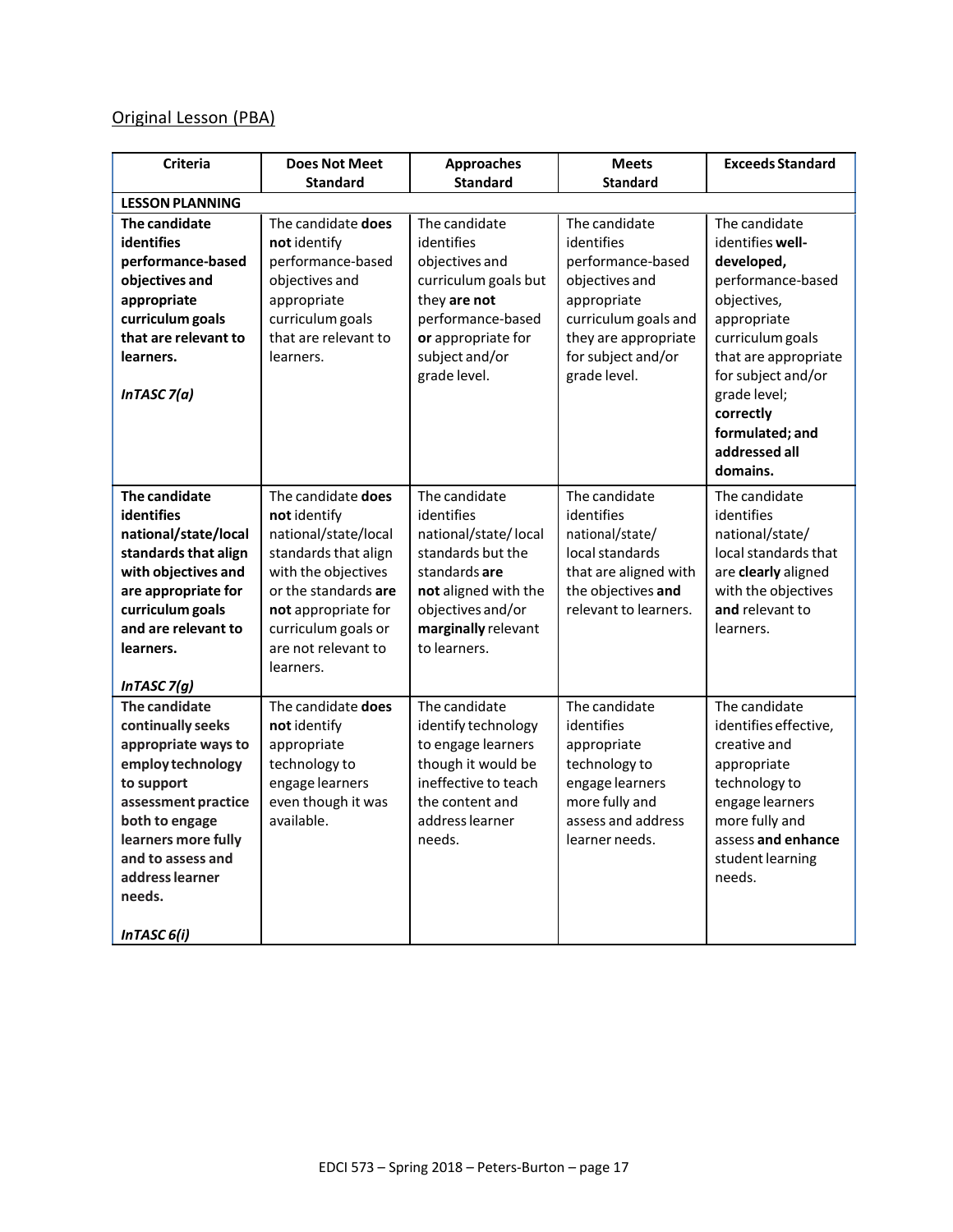Original Lesson (PBA)

| Criteria | Does Not Meet Standard | Approaches Standard | Meets Standard | Exceeds Standard |
|---|---|---|---|---|
| **LESSON PLANNING** | | | | |
| **The candidate identifies performance-based objectives and appropriate curriculum goals that are relevant to learners.** ***InTASC 7(a)*** | The candidate **does not** identify performance-based objectives and appropriate curriculum goals that are relevant to learners. | The candidate identifies objectives and curriculum goals but they **are not** performance-based **or** appropriate for subject and/or grade level. | The candidate identifies performance-based objectives and appropriate curriculum goals and they are appropriate for subject and/or grade level. | The candidate identifies **well-developed,** performance-based objectives, appropriate curriculum goals that are appropriate for subject and/or grade level; **correctly formulated; and addressed all domains.** |
| **The candidate identifies national/state/local standards that align with objectives and are appropriate for curriculum goals and are relevant to learners.** ***InTASC 7(g)*** | The candidate **does not** identify national/state/local standards that align with the objectives or the standards **are not** appropriate for curriculum goals or are not relevant to learners. | The candidate identifies national/state/ local standards but the standards **are not** aligned with the objectives and/or **marginally** relevant to learners. | The candidate identifies national/state/ local standards that are aligned with the objectives **and** relevant to learners. | The candidate identifies national/state/ local standards that are **clearly** aligned with the objectives **and** relevant to learners. |
| **The candidate continually seeks appropriate ways to employ technology to support assessment practice both to engage learners more fully and to assess and address learner needs.** ***InTASC 6(i)*** | The candidate **does not** identify appropriate technology to engage learners even though it was available. | The candidate identify technology to engage learners though it would be ineffective to teach the content and address learner needs. | The candidate identifies appropriate technology to engage learners more fully and assess and address learner needs. | The candidate identifies effective, creative and appropriate technology to engage learners more fully and assess **and enhance** student learning needs. |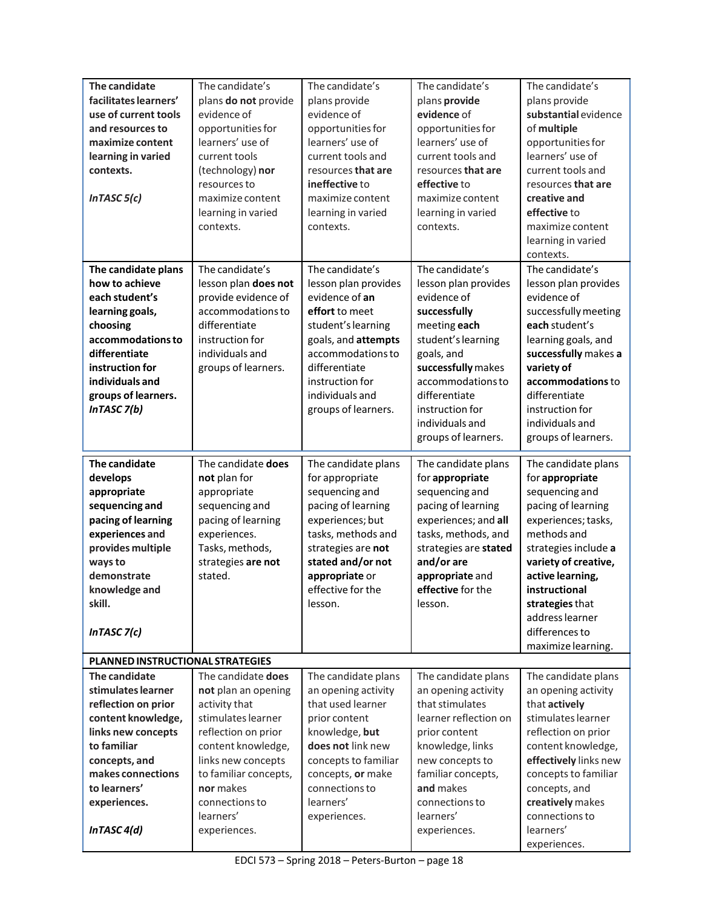| | | | | |
|---|---|---|---|---|
| **The candidate facilitates learners' use of current tools and resources to maximize content learning in varied contexts.**<br><br>***InTASC 5(c)*** | The candidate's plans **do not** provide evidence of opportunities for learners' use of current tools (technology) **nor** resources to maximize content learning in varied contexts. | The candidate's plans provide evidence of opportunities for learners' use of current tools and resources **that are ineffective** to maximize content learning in varied contexts. | The candidate's plans **provide evidence** of opportunities for learners' use of current tools and resources **that are effective** to maximize content learning in varied contexts. | The candidate's plans provide **substantial** evidence of **multiple** opportunities for learners' use of current tools and resources **that are creative and effective** to maximize content learning in varied contexts. |
| **The candidate plans how to achieve each student's learning goals, choosing accommodations to differentiate instruction for individuals and groups of learners.**<br>***InTASC 7(b)*** | The candidate's lesson plan **does not** provide evidence of accommodations to differentiate instruction for individuals and groups of learners. | The candidate's lesson plan provides evidence of **an effort** to meet student's learning goals, and **attempts** accommodations to differentiate instruction for individuals and groups of learners. | The candidate's lesson plan provides evidence of **successfully** meeting **each** student's learning goals, and **successfully** makes accommodations to differentiate instruction for individuals and groups of learners. | The candidate's lesson plan provides evidence of successfully meeting **each** student's learning goals, and **successfully makes a variety of accommodations** to differentiate instruction for individuals and groups of learners. |
| **The candidate develops appropriate sequencing and pacing of learning experiences and provides multiple ways to demonstrate knowledge and skill.**<br><br>***InTASC 7(c)*** | The candidate **does not** plan for appropriate sequencing and pacing of learning experiences. Tasks, methods, strategies **are not** stated. | The candidate plans for appropriate sequencing and pacing of learning experiences; but tasks, methods and strategies are **not stated and/or not appropriate** or effective for the lesson. | The candidate plans for **appropriate** sequencing and pacing of learning experiences; and **all** tasks, methods, and strategies are **stated and/or are appropriate** and **effective** for the lesson. | The candidate plans for **appropriate** sequencing and pacing of learning experiences; tasks, methods and strategies include **a variety of creative, active learning, instructional strategies** that address learner differences to maximize learning. |
| **PLANNED INSTRUCTIONAL STRATEGIES** | | | | |
| **The candidate stimulates learner reflection on prior content knowledge, links new concepts to familiar concepts, and makes connections to learners' experiences.**<br><br>***InTASC 4(d)*** | The candidate **does not** plan an opening activity that stimulates learner reflection on prior content knowledge, links new concepts to familiar concepts, **nor** makes connections to learners' experiences. | The candidate plans an opening activity that used learner prior content knowledge, **but does not** link new concepts to familiar concepts, **or** make connections to learners' experiences. | The candidate plans an opening activity that stimulates learner reflection on prior content knowledge, links new concepts to familiar concepts, **and** makes connections to learners' experiences. | The candidate plans an opening activity that **actively** stimulates learner reflection on prior content knowledge, **effectively** links new concepts to familiar concepts, and **creatively** makes connections to learners' experiences. |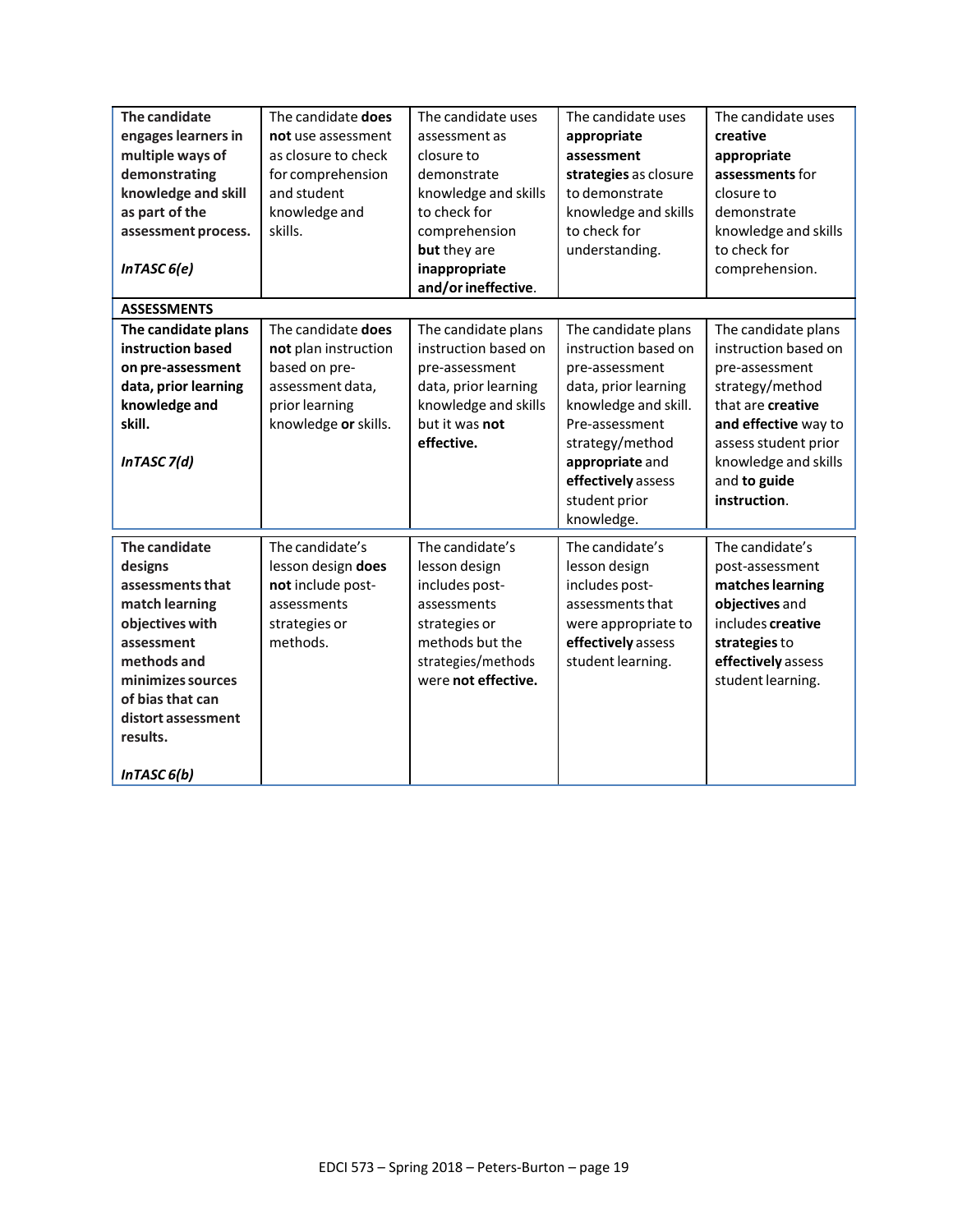| | | | | |
|---|---|---|---|---|
| **The candidate engages learners in multiple ways of demonstrating knowledge and skill as part of the assessment process.**<br><br>***InTASC 6(e)*** | The candidate **does not** use assessment as closure to check for comprehension and student knowledge and skills. | The candidate uses assessment as closure to demonstrate knowledge and skills to check for comprehension **but** they are **inappropriate and/or ineffective**. | The candidate uses **appropriate assessment strategies** as closure to demonstrate knowledge and skills to check for understanding. | The candidate uses **creative appropriate assessments** for closure to demonstrate knowledge and skills to check for comprehension. |
| **ASSESSMENTS** | | | | |
| **The candidate plans instruction based on pre-assessment data, prior learning knowledge and skill.**<br><br>***InTASC 7(d)*** | The candidate **does not** plan instruction based on pre-assessment data, prior learning knowledge **or** skills. | The candidate plans instruction based on pre-assessment data, prior learning knowledge and skills but it was **not effective.** | The candidate plans instruction based on pre-assessment data, prior learning knowledge and skill. Pre-assessment strategy/method **appropriate** and **effectively** assess student prior knowledge. | The candidate plans instruction based on pre-assessment strategy/method that are **creative and effective** way to assess student prior knowledge and skills and **to guide instruction**. |
| **The candidate designs assessments that match learning objectives with assessment methods and minimizes sources of bias that can distort assessment results.**<br><br>***InTASC 6(b)*** | The candidate's lesson design **does not** include post-assessments strategies or methods. | The candidate's lesson design includes post-assessments strategies or methods but the strategies/methods were **not effective.** | The candidate's lesson design includes post-assessments that were appropriate to **effectively** assess student learning. | The candidate's post-assessment **matches learning objectives** and includes **creative strategies** to **effectively** assess student learning. |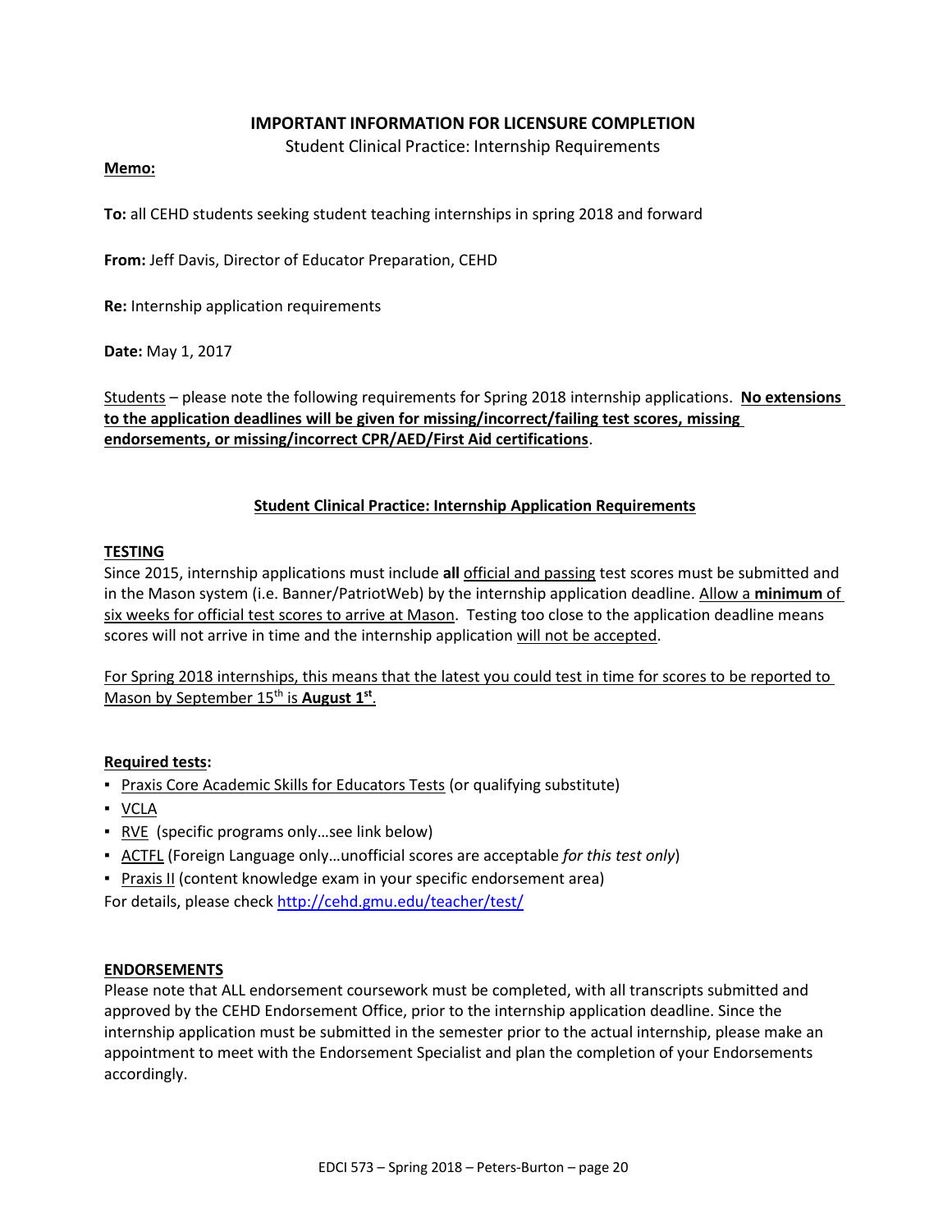## IMPORTANT INFORMATION FOR LICENSURE COMPLETION

Student Clinical Practice: Internship Requirements

**Memo:**

**To:** all CEHD students seeking student teaching internships in spring 2018 and forward

**From:** Jeff Davis, Director of Educator Preparation, CEHD

**Re:** Internship application requirements

**Date:** May 1, 2017

Students – please note the following requirements for Spring 2018 internship applications. **No extensions to the application deadlines will be given for missing/incorrect/failing test scores, missing endorsements, or missing/incorrect CPR/AED/First Aid certifications**.

### Student Clinical Practice: Internship Application Requirements

**TESTING**

Since 2015, internship applications must include **all** official and passing test scores must be submitted and in the Mason system (i.e. Banner/PatriotWeb) by the internship application deadline. Allow a **minimum** of six weeks for official test scores to arrive at Mason. Testing too close to the application deadline means scores will not arrive in time and the internship application will not be accepted.

For Spring 2018 internships, this means that the latest you could test in time for scores to be reported to Mason by September 15th is **August 1st**.

**Required tests:**

- Praxis Core Academic Skills for Educators Tests (or qualifying substitute)
- VCLA
- RVE (specific programs only…see link below)
- ACTFL (Foreign Language only…unofficial scores are acceptable *for this test only*)
- Praxis II (content knowledge exam in your specific endorsement area)

For details, please check http://cehd.gmu.edu/teacher/test/

**ENDORSEMENTS**

Please note that ALL endorsement coursework must be completed, with all transcripts submitted and approved by the CEHD Endorsement Office, prior to the internship application deadline. Since the internship application must be submitted in the semester prior to the actual internship, please make an appointment to meet with the Endorsement Specialist and plan the completion of your Endorsements accordingly.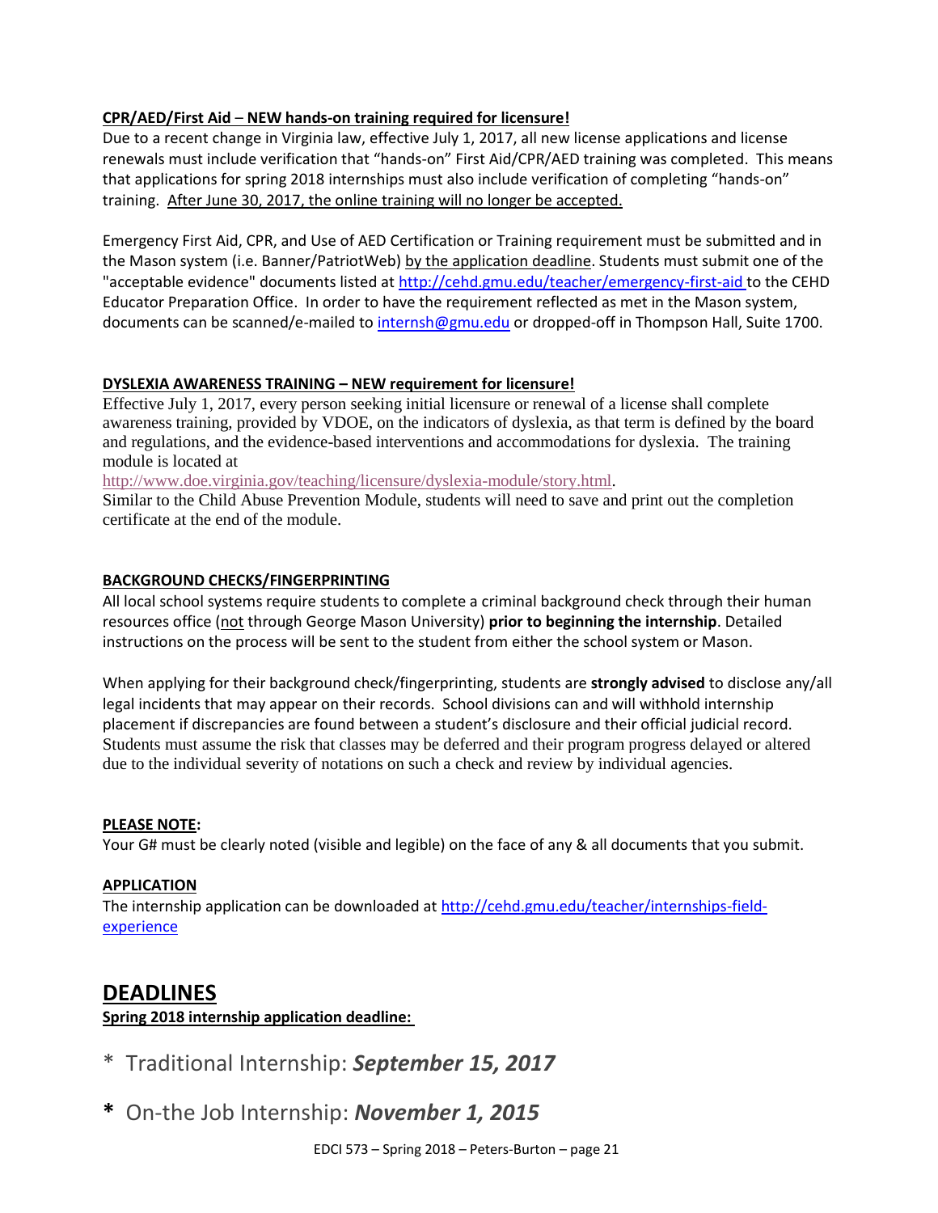**CPR/AED/First Aid – NEW hands-on training required for licensure!**

Due to a recent change in Virginia law, effective July 1, 2017, all new license applications and license renewals must include verification that "hands-on" First Aid/CPR/AED training was completed. This means that applications for spring 2018 internships must also include verification of completing "hands-on" training. After June 30, 2017, the online training will no longer be accepted.

Emergency First Aid, CPR, and Use of AED Certification or Training requirement must be submitted and in the Mason system (i.e. Banner/PatriotWeb) by the application deadline. Students must submit one of the "acceptable evidence" documents listed at http://cehd.gmu.edu/teacher/emergency-first-aid to the CEHD Educator Preparation Office. In order to have the requirement reflected as met in the Mason system, documents can be scanned/e-mailed to internsh@gmu.edu or dropped-off in Thompson Hall, Suite 1700.

**DYSLEXIA AWARENESS TRAINING – NEW requirement for licensure!**

Effective July 1, 2017, every person seeking initial licensure or renewal of a license shall complete awareness training, provided by VDOE, on the indicators of dyslexia, as that term is defined by the board and regulations, and the evidence-based interventions and accommodations for dyslexia. The training module is located at http://www.doe.virginia.gov/teaching/licensure/dyslexia-module/story.html.
Similar to the Child Abuse Prevention Module, students will need to save and print out the completion certificate at the end of the module.

**BACKGROUND CHECKS/FINGERPRINTING**

All local school systems require students to complete a criminal background check through their human resources office (not through George Mason University) **prior to beginning the internship**. Detailed instructions on the process will be sent to the student from either the school system or Mason.

When applying for their background check/fingerprinting, students are **strongly advised** to disclose any/all legal incidents that may appear on their records. School divisions can and will withhold internship placement if discrepancies are found between a student's disclosure and their official judicial record. Students must assume the risk that classes may be deferred and their program progress delayed or altered due to the individual severity of notations on such a check and review by individual agencies.

**PLEASE NOTE:**

Your G# must be clearly noted (visible and legible) on the face of any & all documents that you submit.

**APPLICATION**

The internship application can be downloaded at http://cehd.gmu.edu/teacher/internships-field-experience

## DEADLINES

**Spring 2018 internship application deadline:**

* Traditional Internship: ***September 15, 2017***
* On-the Job Internship: ***November 1, 2015***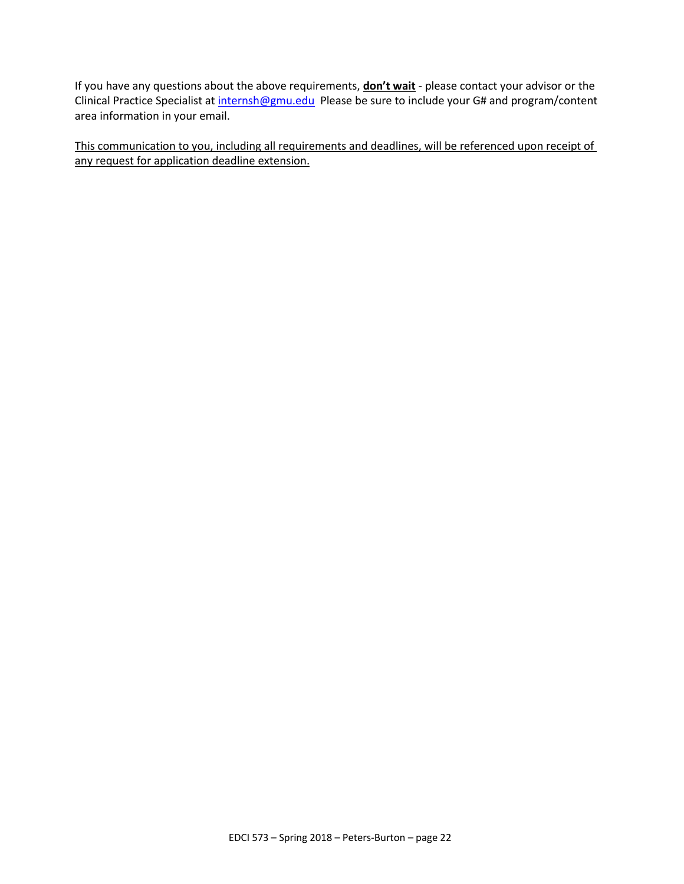If you have any questions about the above requirements, **don't wait** - please contact your advisor or the Clinical Practice Specialist at internsh@gmu.edu Please be sure to include your G# and program/content area information in your email.

This communication to you, including all requirements and deadlines, will be referenced upon receipt of any request for application deadline extension.